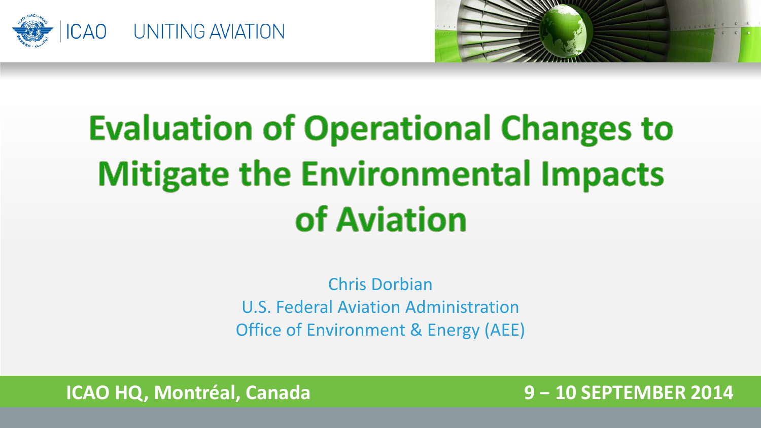ICAO UNITING AVIATION

# Evaluation of Operational Changes to Mitigate the Environmental Impacts of Aviation

Chris Dorbian
U.S. Federal Aviation Administration
Office of Environment & Energy (AEE)

**ICAO HQ, Montréal, Canada** **9 – 10 SEPTEMBER 2014**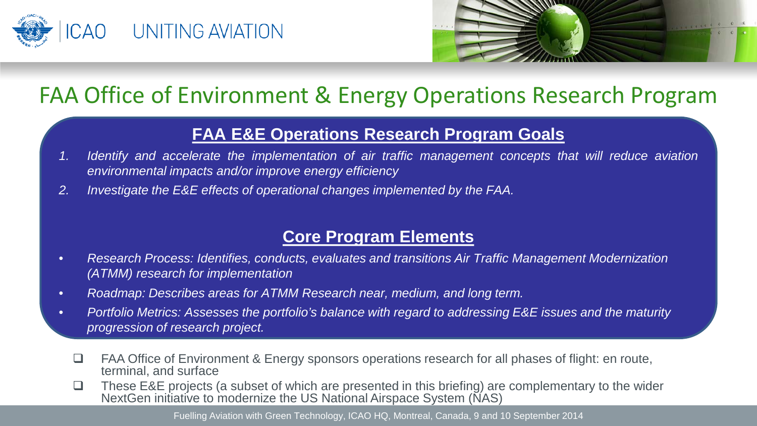# FAA Office of Environment & Energy Operations Research Program

## FAA E&E Operations Research Program Goals

1. *Identify and accelerate the implementation of air traffic management concepts that will reduce aviation environmental impacts and/or improve energy efficiency*
2. *Investigate the E&E effects of operational changes implemented by the FAA.*

## Core Program Elements

- *Research Process: Identifies, conducts, evaluates and transitions Air Traffic Management Modernization (ATMM) research for implementation*
- *Roadmap: Describes areas for ATMM Research near, medium, and long term.*
- *Portfolio Metrics: Assesses the portfolio's balance with regard to addressing E&E issues and the maturity progression of research project.*

- ❑ FAA Office of Environment & Energy sponsors operations research for all phases of flight: en route, terminal, and surface
- ❑ These E&E projects (a subset of which are presented in this briefing) are complementary to the wider NextGen initiative to modernize the US National Airspace System (NAS)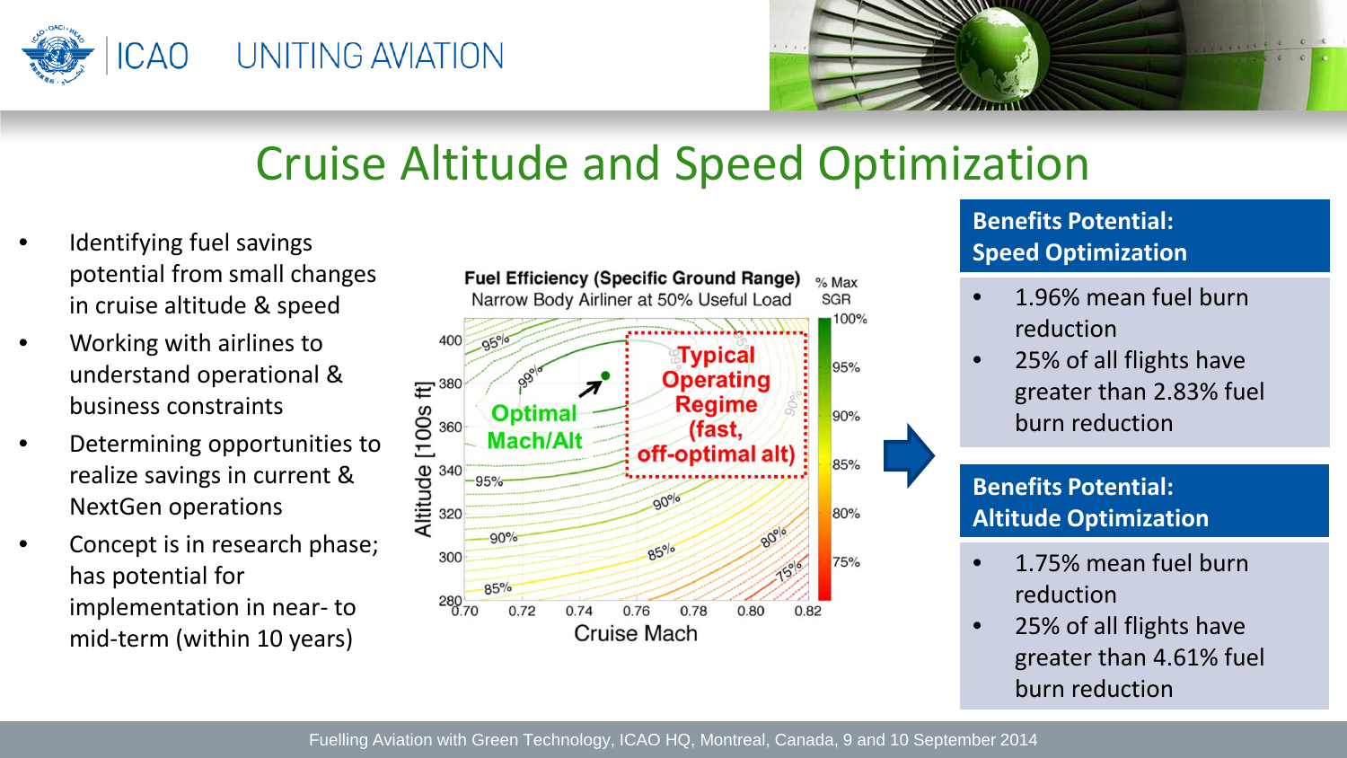# Cruise Altitude and Speed Optimization

- Identifying fuel savings potential from small changes in cruise altitude & speed
- Working with airlines to understand operational & business constraints
- Determining opportunities to realize savings in current & NextGen operations
- Concept is in research phase; has potential for implementation in near- to mid-term (within 10 years)

**Fuel Efficiency (Specific Ground Range)**
Narrow Body Airliner at 50% Useful Load

Optimal Mach/Alt

Typical Operating Regime (fast, off-optimal alt)

Altitude [100s ft]

Cruise Mach

% Max SGR

### Benefits Potential: Speed Optimization

- 1.96% mean fuel burn reduction
- 25% of all flights have greater than 2.83% fuel burn reduction

### Benefits Potential: Altitude Optimization

- 1.75% mean fuel burn reduction
- 25% of all flights have greater than 4.61% fuel burn reduction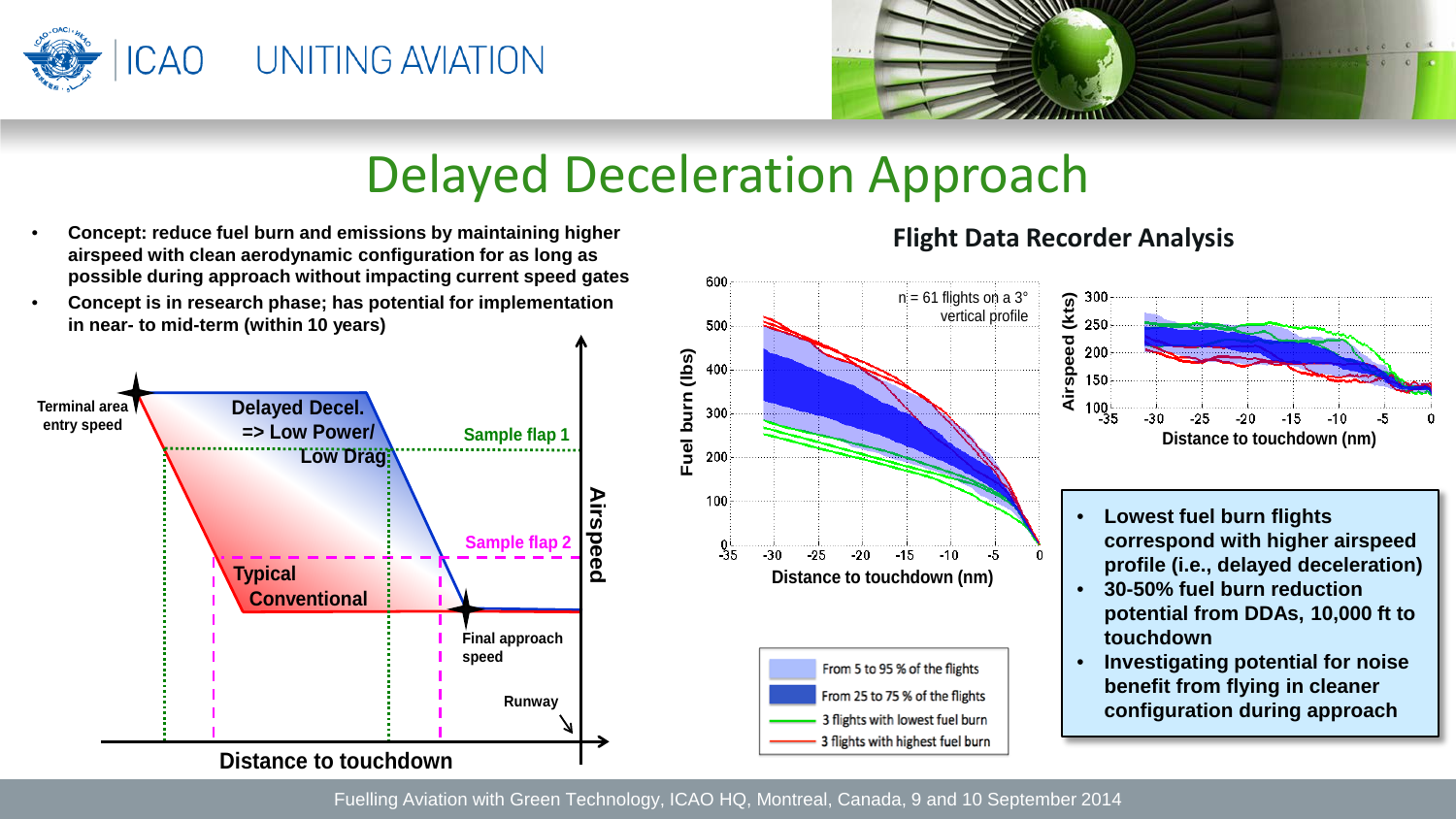# Delayed Deceleration Approach

- **Concept: reduce fuel burn and emissions by maintaining higher airspeed with clean aerodynamic configuration for as long as possible during approach without impacting current speed gates**
- **Concept is in research phase; has potential for implementation in near- to mid-term (within 10 years)**

Terminal area entry speed

Delayed Decel. => Low Power/ Low Drag

Sample flap 1

Sample flap 2

Typical Conventional

Final approach speed

Runway

Airspeed

Distance to touchdown

## Flight Data Recorder Analysis

n = 61 flights on a 3° vertical profile

Fuel burn (lbs)

Distance to touchdown (nm)

Airspeed (kts)

Distance to touchdown (nm)

- From 5 to 95 % of the flights
- From 25 to 75 % of the flights
- 3 flights with lowest fuel burn
- 3 flights with highest fuel burn

- **Lowest fuel burn flights correspond with higher airspeed profile (i.e., delayed deceleration)**
- **30-50% fuel burn reduction potential from DDAs, 10,000 ft to touchdown**
- **Investigating potential for noise benefit from flying in cleaner configuration during approach**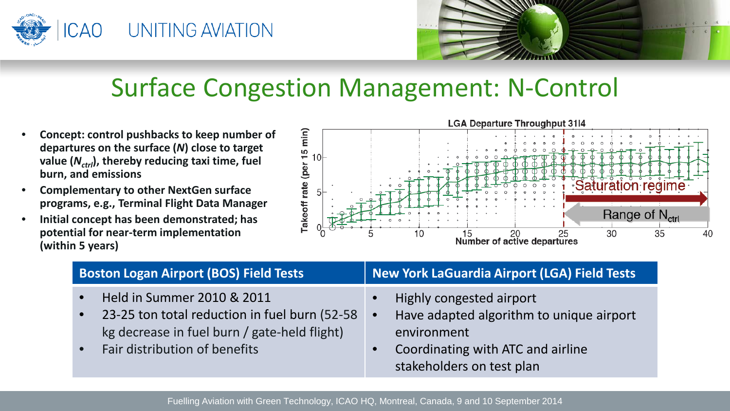# Surface Congestion Management: N-Control

- **Concept: control pushbacks to keep number of departures on the surface (*N*) close to target value ($N_{ctrl}$), thereby reducing taxi time, fuel burn, and emissions**
- **Complementary to other NextGen surface programs, e.g., Terminal Flight Data Manager**
- **Initial concept has been demonstrated; has potential for near-term implementation (within 5 years)**

| Boston Logan Airport (BOS) Field Tests | New York LaGuardia Airport (LGA) Field Tests |
| --- | --- |
| • Held in Summer 2010 & 2011<br>• 23-25 ton total reduction in fuel burn (52-58 kg decrease in fuel burn / gate-held flight)<br>• Fair distribution of benefits | • Highly congested airport<br>• Have adapted algorithm to unique airport environment<br>• Coordinating with ATC and airline stakeholders on test plan |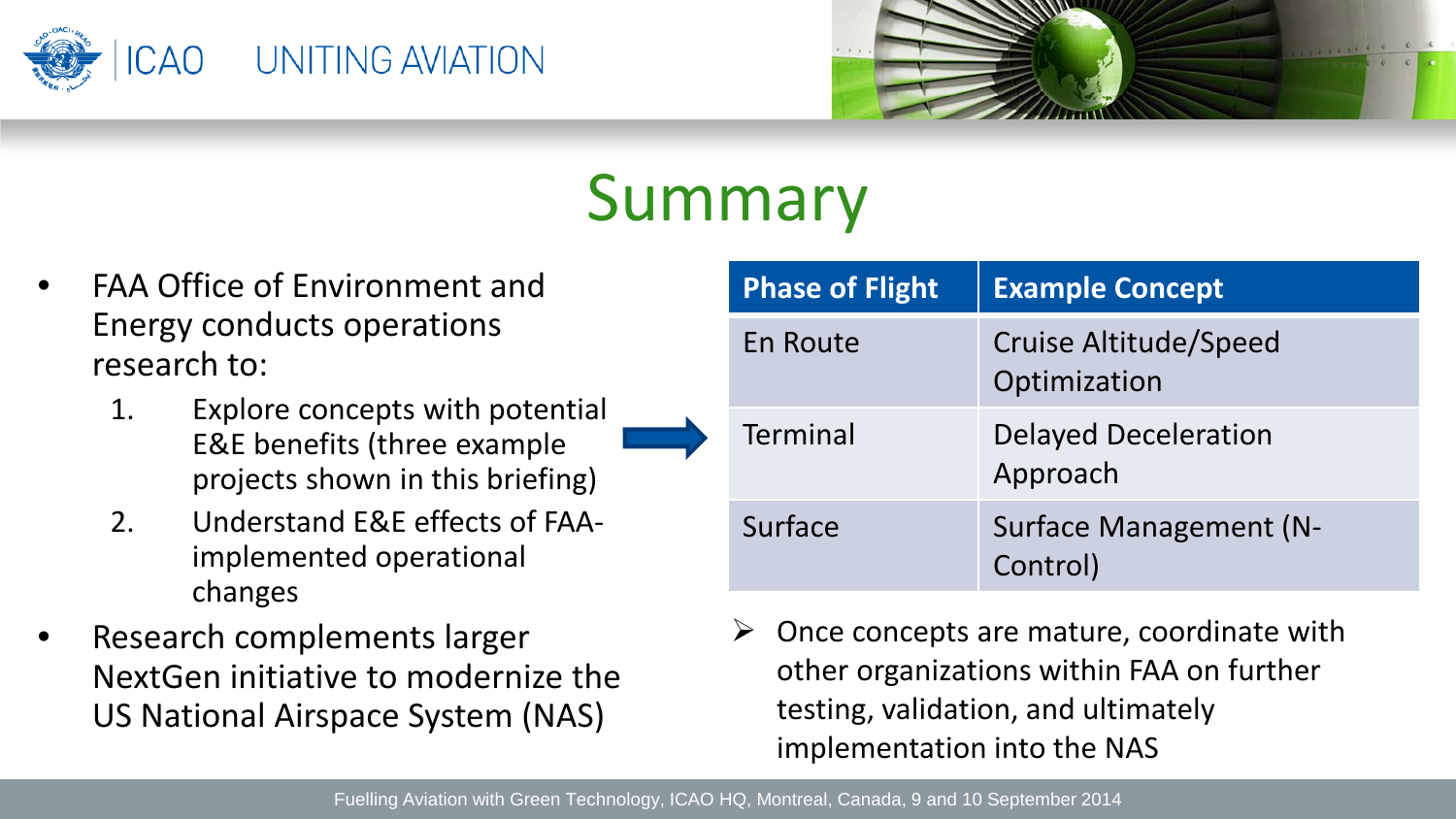# Summary

- FAA Office of Environment and Energy conducts operations research to:
  1. Explore concepts with potential E&E benefits (three example projects shown in this briefing)
  2. Understand E&E effects of FAA-implemented operational changes
- Research complements larger NextGen initiative to modernize the US National Airspace System (NAS)

| Phase of Flight | Example Concept |
|---|---|
| En Route | Cruise Altitude/Speed Optimization |
| Terminal | Delayed Deceleration Approach |
| Surface | Surface Management (N-Control) |

- Once concepts are mature, coordinate with other organizations within FAA on further testing, validation, and ultimately implementation into the NAS